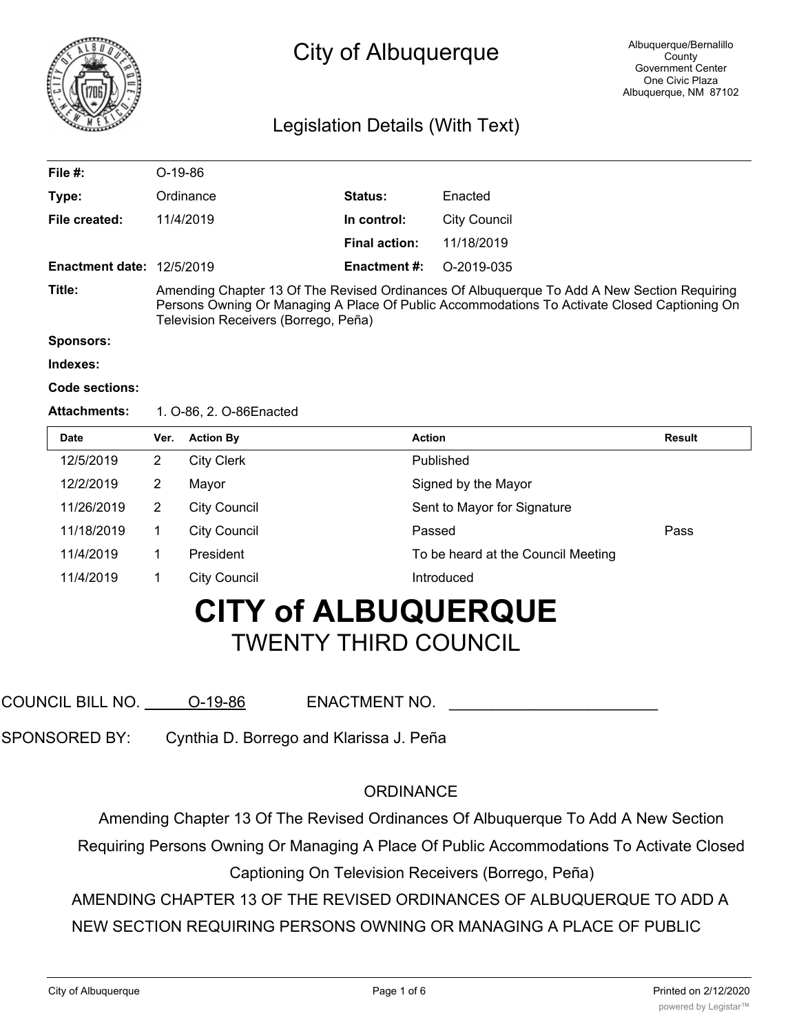# City of Albuquerque

Albuquerque/Bernalillo County
Government Center
One Civic Plaza
Albuquerque, NM 87102

## Legislation Details (With Text)

| | | | |
|---|---|---|---|
| **File #:** | O-19-86 | | |
| **Type:** | Ordinance | **Status:** | Enacted |
| **File created:** | 11/4/2019 | **In control:** | City Council |
| | | **Final action:** | 11/18/2019 |
| **Enactment date:** | 12/5/2019 | **Enactment #:** | O-2019-035 |

**Title:** Amending Chapter 13 Of The Revised Ordinances Of Albuquerque To Add A New Section Requiring Persons Owning Or Managing A Place Of Public Accommodations To Activate Closed Captioning On Television Receivers (Borrego, Peña)

**Sponsors:**

**Indexes:**

**Code sections:**

**Attachments:** 1. O-86, 2. O-86Enacted

| Date | Ver. | Action By | Action | Result |
|---|---|---|---|---|
| 12/5/2019 | 2 | City Clerk | Published | |
| 12/2/2019 | 2 | Mayor | Signed by the Mayor | |
| 11/26/2019 | 2 | City Council | Sent to Mayor for Signature | |
| 11/18/2019 | 1 | City Council | Passed | Pass |
| 11/4/2019 | 1 | President | To be heard at the Council Meeting | |
| 11/4/2019 | 1 | City Council | Introduced | |

# CITY of ALBUQUERQUE

## TWENTY THIRD COUNCIL

COUNCIL BILL NO. O-19-86 ENACTMENT NO. ________________________

SPONSORED BY: Cynthia D. Borrego and Klarissa J. Peña

ORDINANCE

Amending Chapter 13 Of The Revised Ordinances Of Albuquerque To Add A New Section Requiring Persons Owning Or Managing A Place Of Public Accommodations To Activate Closed Captioning On Television Receivers (Borrego, Peña)

AMENDING CHAPTER 13 OF THE REVISED ORDINANCES OF ALBUQUERQUE TO ADD A NEW SECTION REQUIRING PERSONS OWNING OR MANAGING A PLACE OF PUBLIC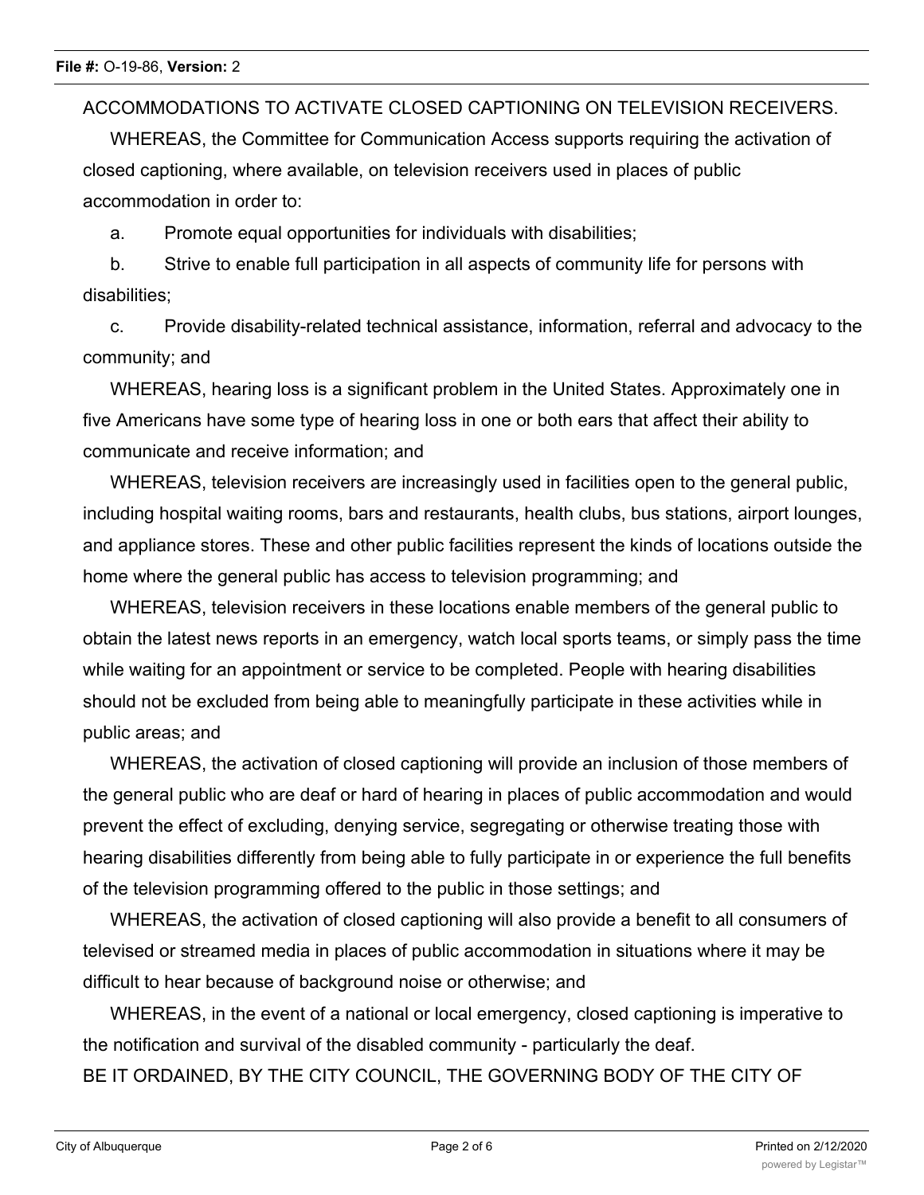ACCOMMODATIONS TO ACTIVATE CLOSED CAPTIONING ON TELEVISION RECEIVERS.

WHEREAS, the Committee for Communication Access supports requiring the activation of closed captioning, where available, on television receivers used in places of public accommodation in order to:

a. Promote equal opportunities for individuals with disabilities;

b. Strive to enable full participation in all aspects of community life for persons with disabilities;

c. Provide disability-related technical assistance, information, referral and advocacy to the community; and

WHEREAS, hearing loss is a significant problem in the United States. Approximately one in five Americans have some type of hearing loss in one or both ears that affect their ability to communicate and receive information; and

WHEREAS, television receivers are increasingly used in facilities open to the general public, including hospital waiting rooms, bars and restaurants, health clubs, bus stations, airport lounges, and appliance stores. These and other public facilities represent the kinds of locations outside the home where the general public has access to television programming; and

WHEREAS, television receivers in these locations enable members of the general public to obtain the latest news reports in an emergency, watch local sports teams, or simply pass the time while waiting for an appointment or service to be completed. People with hearing disabilities should not be excluded from being able to meaningfully participate in these activities while in public areas; and

WHEREAS, the activation of closed captioning will provide an inclusion of those members of the general public who are deaf or hard of hearing in places of public accommodation and would prevent the effect of excluding, denying service, segregating or otherwise treating those with hearing disabilities differently from being able to fully participate in or experience the full benefits of the television programming offered to the public in those settings; and

WHEREAS, the activation of closed captioning will also provide a benefit to all consumers of televised or streamed media in places of public accommodation in situations where it may be difficult to hear because of background noise or otherwise; and

WHEREAS, in the event of a national or local emergency, closed captioning is imperative to the notification and survival of the disabled community - particularly the deaf.

BE IT ORDAINED, BY THE CITY COUNCIL, THE GOVERNING BODY OF THE CITY OF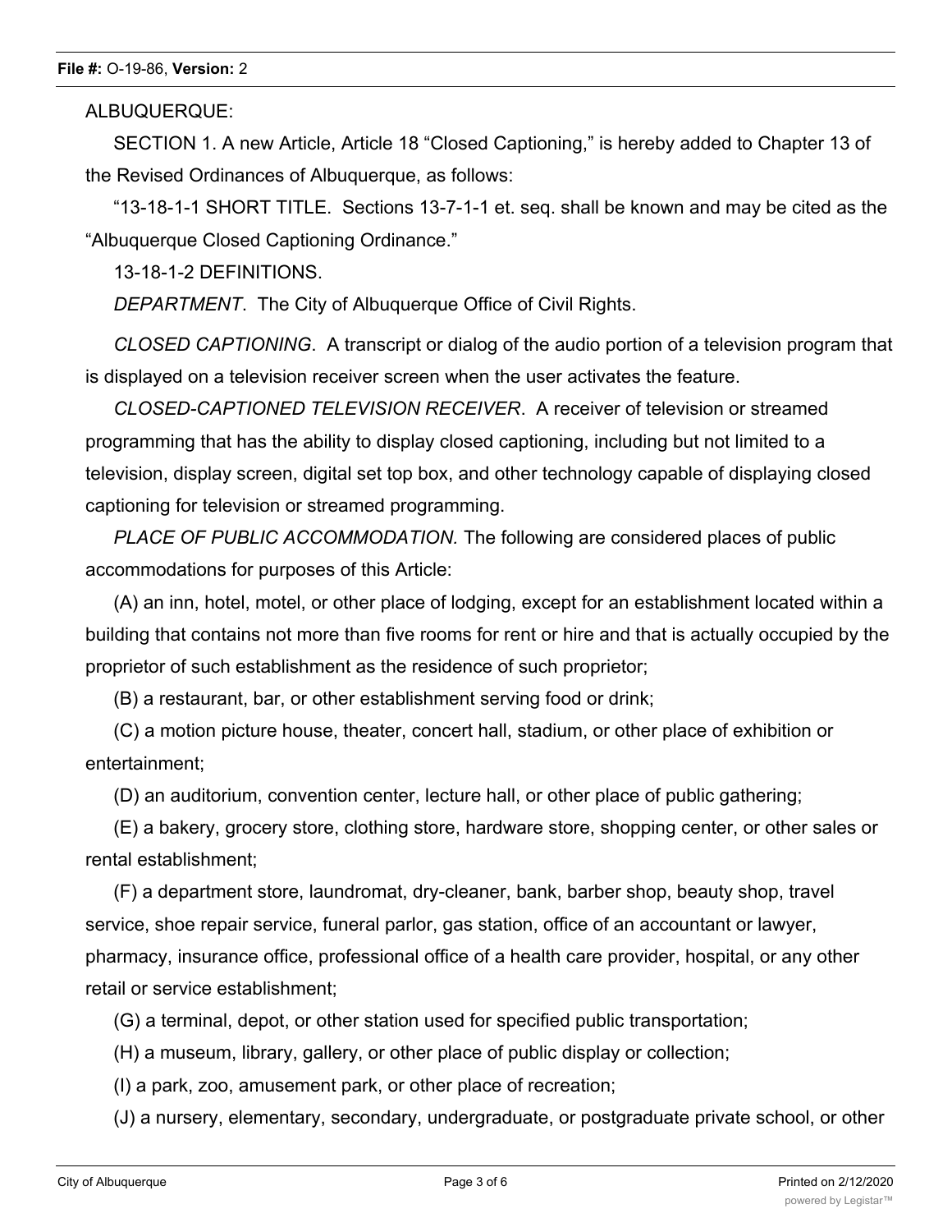ALBUQUERQUE:

SECTION 1. A new Article, Article 18 "Closed Captioning," is hereby added to Chapter 13 of the Revised Ordinances of Albuquerque, as follows:

"13-18-1-1 SHORT TITLE. Sections 13-7-1-1 et. seq. shall be known and may be cited as the "Albuquerque Closed Captioning Ordinance."

13-18-1-2 DEFINITIONS.

*DEPARTMENT*. The City of Albuquerque Office of Civil Rights.

*CLOSED CAPTIONING*. A transcript or dialog of the audio portion of a television program that is displayed on a television receiver screen when the user activates the feature.

*CLOSED-CAPTIONED TELEVISION RECEIVER*. A receiver of television or streamed programming that has the ability to display closed captioning, including but not limited to a television, display screen, digital set top box, and other technology capable of displaying closed captioning for television or streamed programming.

*PLACE OF PUBLIC ACCOMMODATION.* The following are considered places of public accommodations for purposes of this Article:

(A) an inn, hotel, motel, or other place of lodging, except for an establishment located within a building that contains not more than five rooms for rent or hire and that is actually occupied by the proprietor of such establishment as the residence of such proprietor;

(B) a restaurant, bar, or other establishment serving food or drink;

(C) a motion picture house, theater, concert hall, stadium, or other place of exhibition or entertainment;

(D) an auditorium, convention center, lecture hall, or other place of public gathering;

(E) a bakery, grocery store, clothing store, hardware store, shopping center, or other sales or rental establishment;

(F) a department store, laundromat, dry-cleaner, bank, barber shop, beauty shop, travel service, shoe repair service, funeral parlor, gas station, office of an accountant or lawyer, pharmacy, insurance office, professional office of a health care provider, hospital, or any other retail or service establishment;

(G) a terminal, depot, or other station used for specified public transportation;

(H) a museum, library, gallery, or other place of public display or collection;

(I) a park, zoo, amusement park, or other place of recreation;

(J) a nursery, elementary, secondary, undergraduate, or postgraduate private school, or other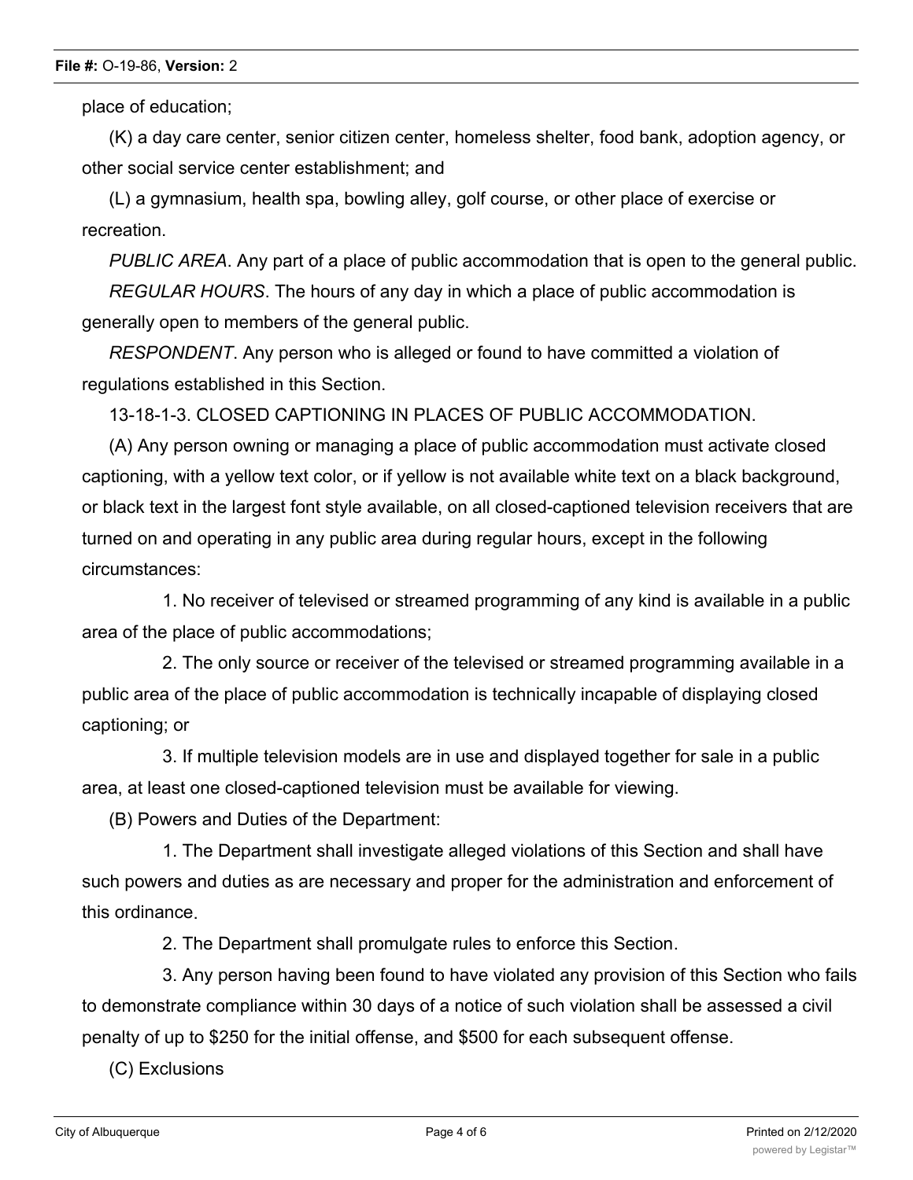place of education;

(K) a day care center, senior citizen center, homeless shelter, food bank, adoption agency, or other social service center establishment; and

(L) a gymnasium, health spa, bowling alley, golf course, or other place of exercise or recreation.

*PUBLIC AREA*. Any part of a place of public accommodation that is open to the general public.

*REGULAR HOURS*. The hours of any day in which a place of public accommodation is generally open to members of the general public.

*RESPONDENT*. Any person who is alleged or found to have committed a violation of regulations established in this Section.

13-18-1-3. CLOSED CAPTIONING IN PLACES OF PUBLIC ACCOMMODATION.

(A) Any person owning or managing a place of public accommodation must activate closed captioning, with a yellow text color, or if yellow is not available white text on a black background, or black text in the largest font style available, on all closed-captioned television receivers that are turned on and operating in any public area during regular hours, except in the following circumstances:

1. No receiver of televised or streamed programming of any kind is available in a public area of the place of public accommodations;

2. The only source or receiver of the televised or streamed programming available in a public area of the place of public accommodation is technically incapable of displaying closed captioning; or

3. If multiple television models are in use and displayed together for sale in a public area, at least one closed-captioned television must be available for viewing.

(B) Powers and Duties of the Department:

1. The Department shall investigate alleged violations of this Section and shall have such powers and duties as are necessary and proper for the administration and enforcement of this ordinance.

2. The Department shall promulgate rules to enforce this Section.

3. Any person having been found to have violated any provision of this Section who fails to demonstrate compliance within 30 days of a notice of such violation shall be assessed a civil penalty of up to $250 for the initial offense, and $500 for each subsequent offense.

(C) Exclusions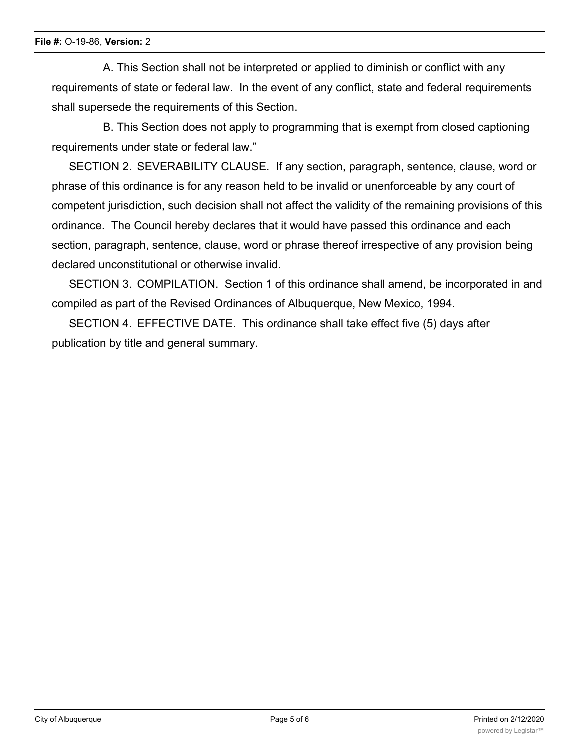A. This Section shall not be interpreted or applied to diminish or conflict with any requirements of state or federal law. In the event of any conflict, state and federal requirements shall supersede the requirements of this Section.

B. This Section does not apply to programming that is exempt from closed captioning requirements under state or federal law."

SECTION 2. SEVERABILITY CLAUSE. If any section, paragraph, sentence, clause, word or phrase of this ordinance is for any reason held to be invalid or unenforceable by any court of competent jurisdiction, such decision shall not affect the validity of the remaining provisions of this ordinance. The Council hereby declares that it would have passed this ordinance and each section, paragraph, sentence, clause, word or phrase thereof irrespective of any provision being declared unconstitutional or otherwise invalid.

SECTION 3. COMPILATION. Section 1 of this ordinance shall amend, be incorporated in and compiled as part of the Revised Ordinances of Albuquerque, New Mexico, 1994.

SECTION 4. EFFECTIVE DATE. This ordinance shall take effect five (5) days after publication by title and general summary.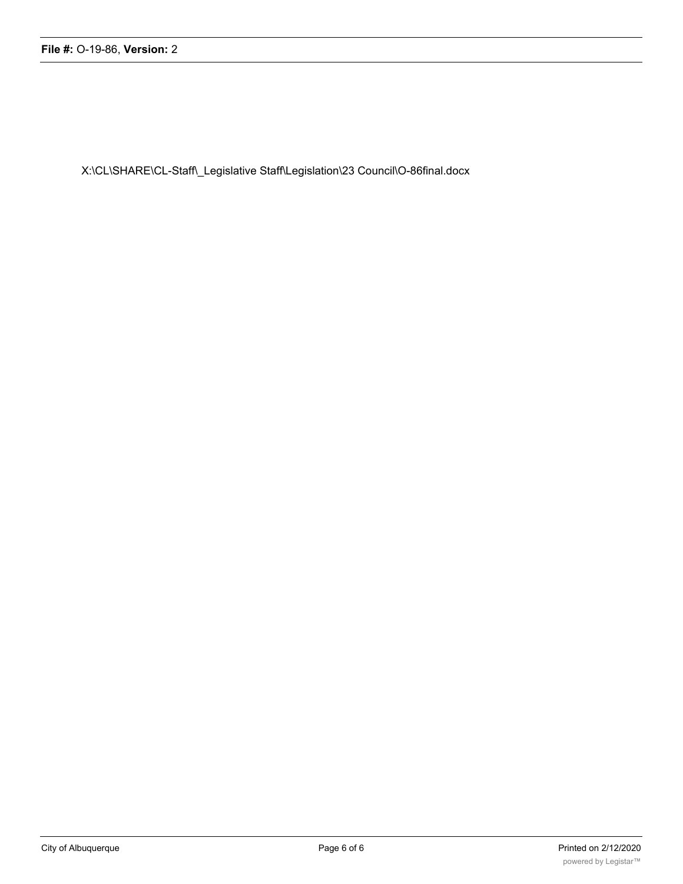X:\CL\SHARE\CL-Staff\_Legislative Staff\Legislation\23 Council\O-86final.docx